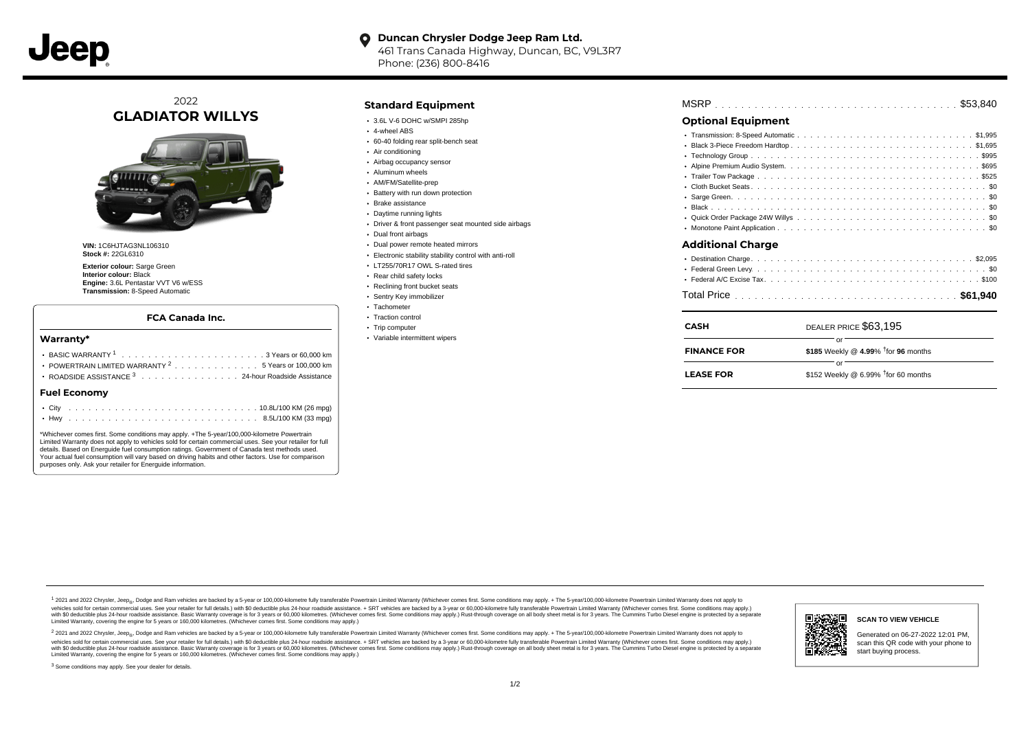Jeep

**Duncan Chrysler Dodge Jeep Ram Ltd.**
461 Trans Canada Highway, Duncan, BC, V9L3R7
Phone: (236) 800-8416

2022
# GLADIATOR WILLYS

**VIN:** 1C6HJTAG3NL106310
**Stock #:** 22GL6310

**Exterior colour:** Sarge Green
**Interior colour:** Black
**Engine:** 3.6L Pentastar VVT V6 w/ESS
**Transmission:** 8-Speed Automatic

### FCA Canada Inc.

#### Warranty*

- BASIC WARRANTY [1] . . . . . . . . . . 3 Years or 60,000 km
- POWERTRAIN LIMITED WARRANTY [2] . . . . . . . . . . 5 Years or 100,000 km
- ROADSIDE ASSISTANCE [3] . . . . . . . . . . 24-hour Roadside Assistance

#### Fuel Economy

- City . . . . . . . . . . 10.8L/100 KM (26 mpg)
- Hwy . . . . . . . . . . 8.5L/100 KM (33 mpg)

*Whichever comes first. Some conditions may apply. +The 5-year/100,000-kilometre Powertrain Limited Warranty does not apply to vehicles sold for certain commercial uses. See your retailer for full details. Based on Energuide fuel consumption ratings. Government of Canada test methods used. Your actual fuel consumption will vary based on driving habits and other factors. Use for comparison purposes only. Ask your retailer for Energuide information.

## Standard Equipment

- 3.6L V-6 DOHC w/SMPI 285hp
- 4-wheel ABS
- 60-40 folding rear split-bench seat
- Air conditioning
- Airbag occupancy sensor
- Aluminum wheels
- AM/FM/Satellite-prep
- Battery with run down protection
- Brake assistance
- Daytime running lights
- Driver & front passenger seat mounted side airbags
- Dual front airbags
- Dual power remote heated mirrors
- Electronic stability stability control with anti-roll
- LT255/70R17 OWL S-rated tires
- Rear child safety locks
- Reclining front bucket seats
- Sentry Key immobilizer
- Tachometer
- Traction control
- Trip computer
- Variable intermittent wipers

MSRP . . . . . . . . . . $53,840

## Optional Equipment

- Transmission: 8-Speed Automatic . . . . . . . . . . $1,995
- Black 3-Piece Freedom Hardtop . . . . . . . . . . $1,695
- Technology Group . . . . . . . . . . $995
- Alpine Premium Audio System . . . . . . . . . . $695
- Trailer Tow Package . . . . . . . . . . $525
- Cloth Bucket Seats . . . . . . . . . . $0
- Sarge Green . . . . . . . . . . $0
- Black . . . . . . . . . . $0
- Quick Order Package 24W Willys . . . . . . . . . . $0
- Monotone Paint Application . . . . . . . . . . $0

## Additional Charge

- Destination Charge . . . . . . . . . . $2,095
- Federal Green Levy . . . . . . . . . . $0
- Federal A/C Excise Tax . . . . . . . . . . $100

Total Price . . . . . . . . . . **$61,940**

| | |
|---|---|
| **CASH** | DEALER PRICE $63,195 |
| | or |
| **FINANCE FOR** | **$185** Weekly @ **4.99**% †for **96** months |
| | or |
| **LEASE FOR** | $152 Weekly @ 6.99% †for 60 months |

[1] 2021 and 2022 Chrysler, Jeep®, Dodge and Ram vehicles are backed by a 5-year or 100,000-kilometre fully transferable Powertrain Limited Warranty (Whichever comes first. Some conditions may apply. + The 5-year/100,000-kilometre Powertrain Limited Warranty does not apply to vehicles sold for certain commercial uses. See your retailer for full details.) with $0 deductible plus 24-hour roadside assistance. + SRT vehicles are backed by a 3-year or 60,000-kilometre fully transferable Powertrain Limited Warranty (Whichever comes first. Some conditions may apply.) with $0 deductible plus 24-hour roadside assistance. Basic Warranty coverage is for 3 years or 60,000 kilometres. (Whichever comes first. Some conditions may apply.) Rust-through coverage on all body sheet metal is for 3 years. The Cummins Turbo Diesel engine is protected by a separate Limited Warranty, covering the engine for 5 years or 160,000 kilometres. (Whichever comes first. Some conditions may apply.)

[2] 2021 and 2022 Chrysler, Jeep®, Dodge and Ram vehicles are backed by a 5-year or 100,000-kilometre fully transferable Powertrain Limited Warranty (Whichever comes first. Some conditions may apply. + The 5-year/100,000-kilometre Powertrain Limited Warranty does not apply to vehicles sold for certain commercial uses. See your retailer for full details.) with $0 deductible plus 24-hour roadside assistance. + SRT vehicles are backed by a 3-year or 60,000-kilometre fully transferable Powertrain Limited Warranty (Whichever comes first. Some conditions may apply.) with $0 deductible plus 24-hour roadside assistance. Basic Warranty coverage is for 3 years or 60,000 kilometres. (Whichever comes first. Some conditions may apply.) Rust-through coverage on all body sheet metal is for 3 years. The Cummins Turbo Diesel engine is protected by a separate Limited Warranty, covering the engine for 5 years or 160,000 kilometres. (Whichever comes first. Some conditions may apply.)

[3] Some conditions may apply. See your dealer for details.

**SCAN TO VIEW VEHICLE**

Generated on 06-27-2022 12:01 PM, scan this QR code with your phone to start buying process.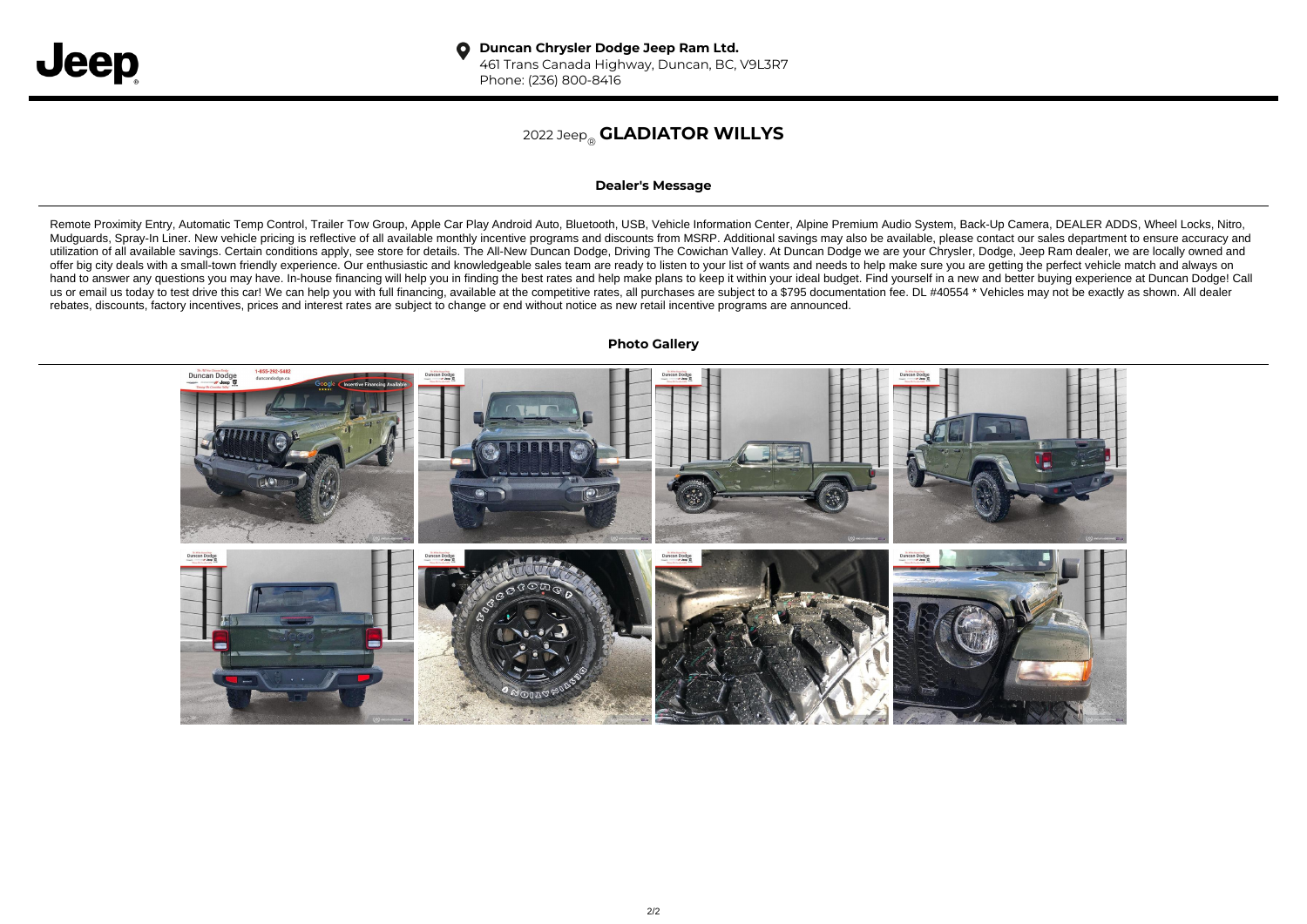Jeep

**Duncan Chrysler Dodge Jeep Ram Ltd.**
461 Trans Canada Highway, Duncan, BC, V9L3R7
Phone: (236) 800-8416

# 2022 Jeep® **GLADIATOR WILLYS**

## Dealer's Message

Remote Proximity Entry, Automatic Temp Control, Trailer Tow Group, Apple Car Play Android Auto, Bluetooth, USB, Vehicle Information Center, Alpine Premium Audio System, Back-Up Camera, DEALER ADDS, Wheel Locks, Nitro, Mudguards, Spray-In Liner. New vehicle pricing is reflective of all available monthly incentive programs and discounts from MSRP. Additional savings may also be available, please contact our sales department to ensure accuracy and utilization of all available savings. Certain conditions apply, see store for details. The All-New Duncan Dodge, Driving The Cowichan Valley. At Duncan Dodge we are your Chrysler, Dodge, Jeep Ram dealer, we are locally owned and offer big city deals with a small-town friendly experience. Our enthusiastic and knowledgeable sales team are ready to listen to your list of wants and needs to help make sure you are getting the perfect vehicle match and always on hand to answer any questions you may have. In-house financing will help you in finding the best rates and help make plans to keep it within your ideal budget. Find yourself in a new and better buying experience at Duncan Dodge! Call us or email us today to test drive this car! We can help you with full financing, available at the competitive rates, all purchases are subject to a $795 documentation fee. DL #40554 * Vehicles may not be exactly as shown. All dealer rebates, discounts, factory incentives, prices and interest rates are subject to change or end without notice as new retail incentive programs are announced.

## Photo Gallery